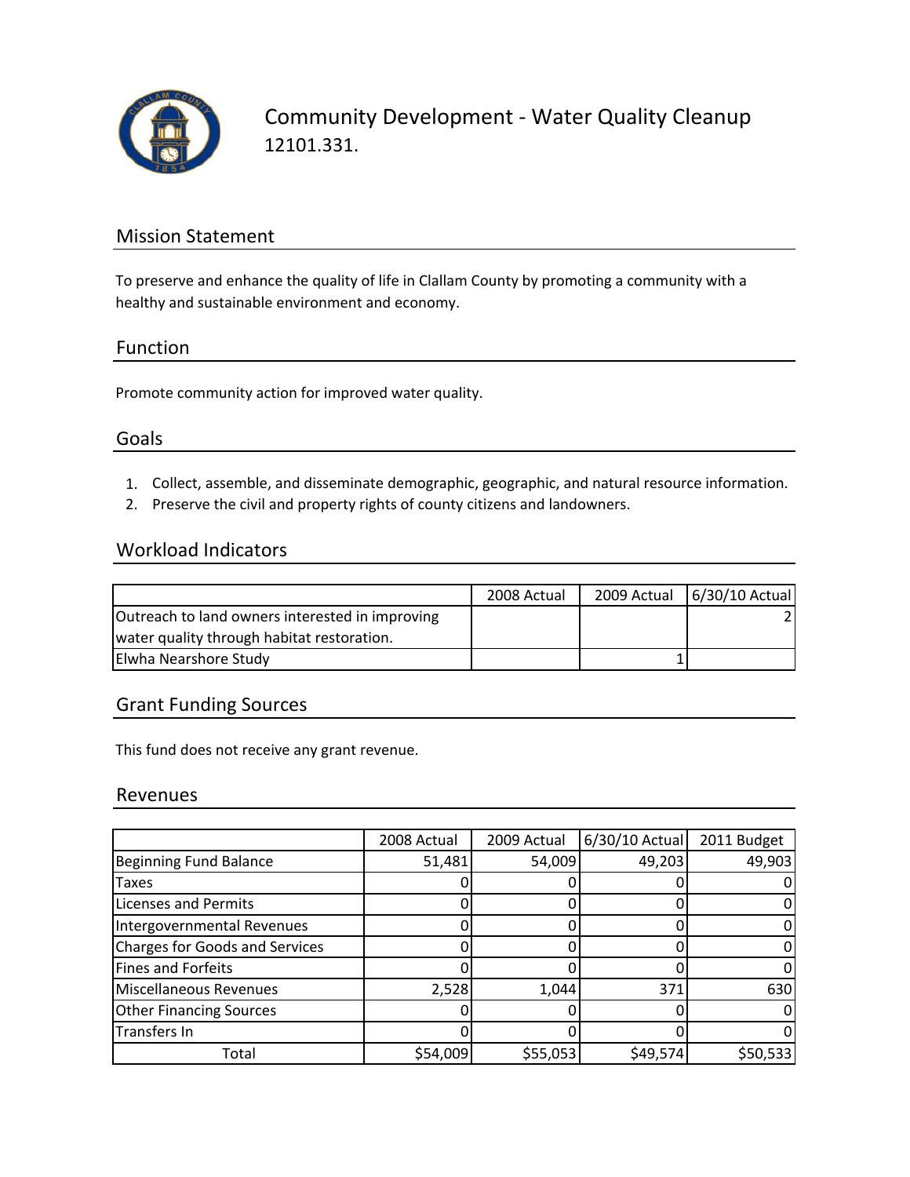# Community Development - Water Quality Cleanup

12101.331.

## Mission Statement

To preserve and enhance the quality of life in Clallam County by promoting a community with a healthy and sustainable environment and economy.

## Function

Promote community action for improved water quality.

## Goals

1. Collect, assemble, and disseminate demographic, geographic, and natural resource information.
2. Preserve the civil and property rights of county citizens and landowners.

## Workload Indicators

| | 2008 Actual | 2009 Actual | 6/30/10 Actual |
|---|---|---|---|
| Outreach to land owners interested in improving water quality through habitat restoration. | | | 2 |
| Elwha Nearshore Study | | 1 | |

## Grant Funding Sources

This fund does not receive any grant revenue.

## Revenues

| | 2008 Actual | 2009 Actual | 6/30/10 Actual | 2011 Budget |
|---|---|---|---|---|
| Beginning Fund Balance | 51,481 | 54,009 | 49,203 | 49,903 |
| Taxes | 0 | 0 | 0 | 0 |
| Licenses and Permits | 0 | 0 | 0 | 0 |
| Intergovernmental Revenues | 0 | 0 | 0 | 0 |
| Charges for Goods and Services | 0 | 0 | 0 | 0 |
| Fines and Forfeits | 0 | 0 | 0 | 0 |
| Miscellaneous Revenues | 2,528 | 1,044 | 371 | 630 |
| Other Financing Sources | 0 | 0 | 0 | 0 |
| Transfers In | 0 | 0 | 0 | 0 |
| Total | $54,009 | $55,053 | $49,574 | $50,533 |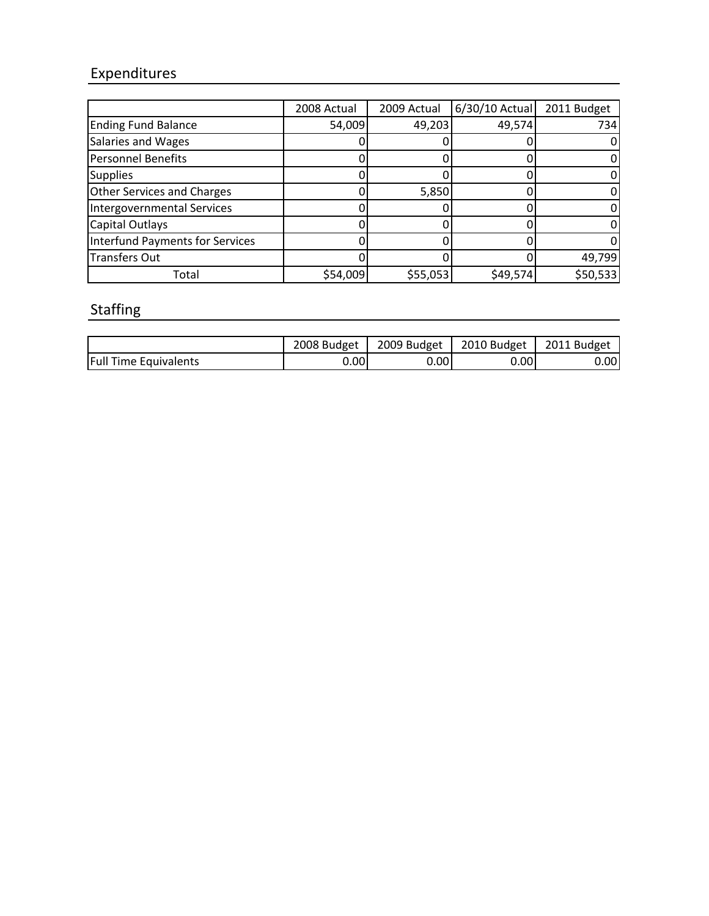## Expenditures

| | 2008 Actual | 2009 Actual | 6/30/10 Actual | 2011 Budget |
|---|---|---|---|---|
| Ending Fund Balance | 54,009 | 49,203 | 49,574 | 734 |
| Salaries and Wages | 0 | 0 | 0 | 0 |
| Personnel Benefits | 0 | 0 | 0 | 0 |
| Supplies | 0 | 0 | 0 | 0 |
| Other Services and Charges | 0 | 5,850 | 0 | 0 |
| Intergovernmental Services | 0 | 0 | 0 | 0 |
| Capital Outlays | 0 | 0 | 0 | 0 |
| Interfund Payments for Services | 0 | 0 | 0 | 0 |
| Transfers Out | 0 | 0 | 0 | 49,799 |
| Total | $54,009 | $55,053 | $49,574 | $50,533 |

## Staffing

| | 2008 Budget | 2009 Budget | 2010 Budget | 2011 Budget |
|---|---|---|---|---|
| Full Time Equivalents | 0.00 | 0.00 | 0.00 | 0.00 |